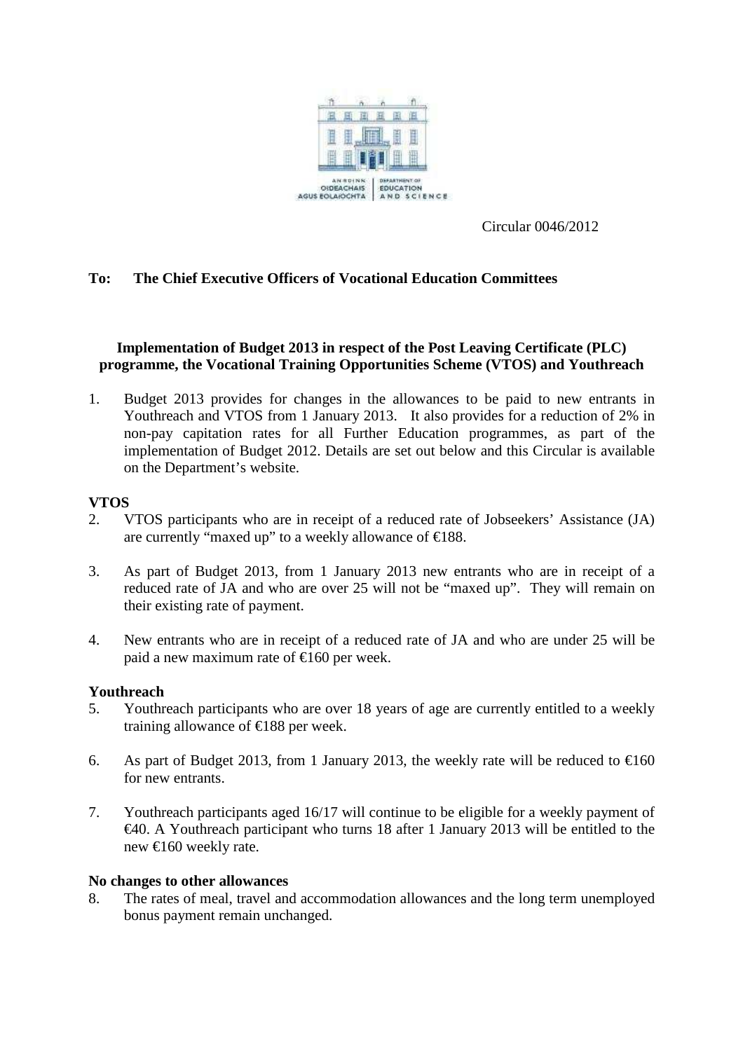Circular 0046/2012

**To: The Chief Executive Officers of Vocational Education Committees**

**Implementation of Budget 2013 in respect of the Post Leaving Certificate (PLC) programme, the Vocational Training Opportunities Scheme (VTOS) and Youthreach**

1. Budget 2013 provides for changes in the allowances to be paid to new entrants in Youthreach and VTOS from 1 January 2013. It also provides for a reduction of 2% in non-pay capitation rates for all Further Education programmes, as part of the implementation of Budget 2012. Details are set out below and this Circular is available on the Department's website.

**VTOS**

2. VTOS participants who are in receipt of a reduced rate of Jobseekers' Assistance (JA) are currently "maxed up" to a weekly allowance of €188.

3. As part of Budget 2013, from 1 January 2013 new entrants who are in receipt of a reduced rate of JA and who are over 25 will not be "maxed up". They will remain on their existing rate of payment.

4. New entrants who are in receipt of a reduced rate of JA and who are under 25 will be paid a new maximum rate of €160 per week.

**Youthreach**

5. Youthreach participants who are over 18 years of age are currently entitled to a weekly training allowance of €188 per week.

6. As part of Budget 2013, from 1 January 2013, the weekly rate will be reduced to €160 for new entrants.

7. Youthreach participants aged 16/17 will continue to be eligible for a weekly payment of €40. A Youthreach participant who turns 18 after 1 January 2013 will be entitled to the new €160 weekly rate.

**No changes to other allowances**

8. The rates of meal, travel and accommodation allowances and the long term unemployed bonus payment remain unchanged.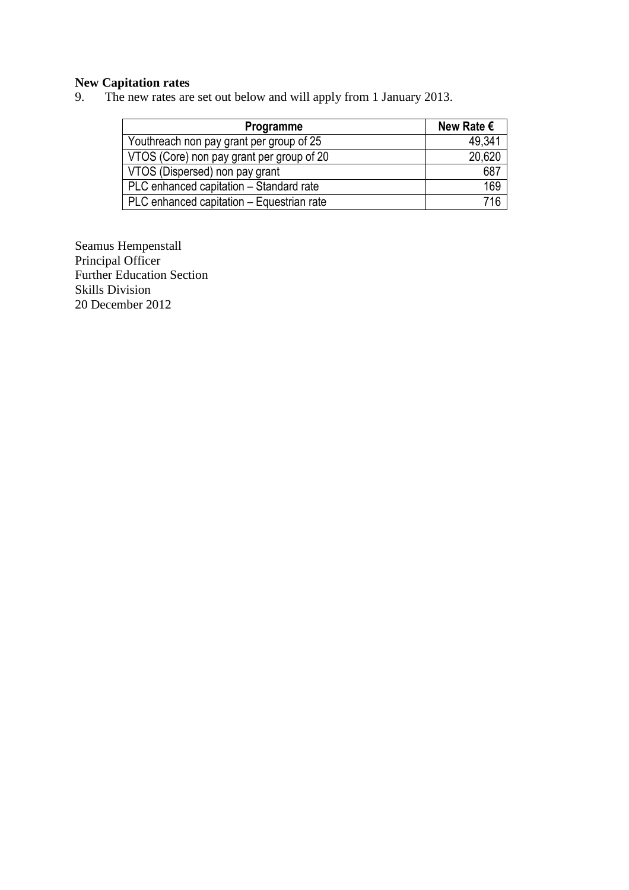**New Capitation rates**

9. The new rates are set out below and will apply from 1 January 2013.

| Programme | New Rate € |
|---|---|
| Youthreach non pay grant per group of 25 | 49,341 |
| VTOS (Core) non pay grant per group of 20 | 20,620 |
| VTOS (Dispersed) non pay grant | 687 |
| PLC enhanced capitation – Standard rate | 169 |
| PLC enhanced capitation – Equestrian rate | 716 |

Seamus Hempenstall
Principal Officer
Further Education Section
Skills Division
20 December 2012